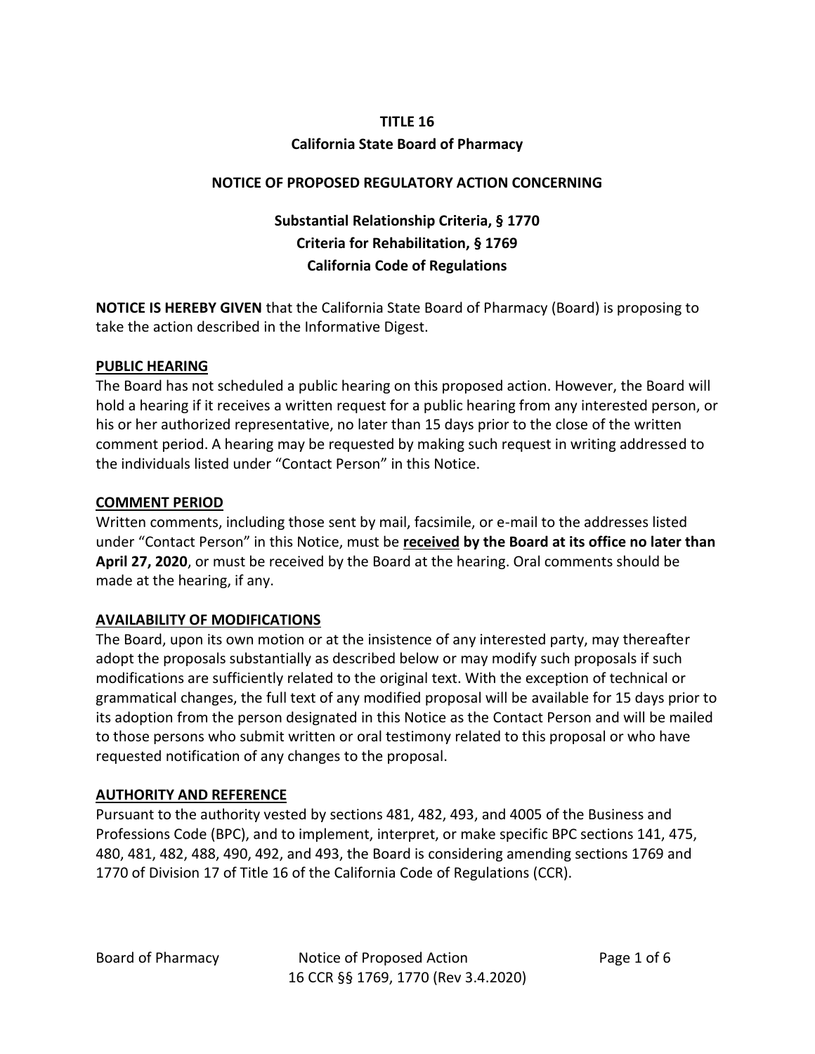**TITLE 16**

**California State Board of Pharmacy**

**NOTICE OF PROPOSED REGULATORY ACTION CONCERNING**

**Substantial Relationship Criteria, § 1770**
**Criteria for Rehabilitation, § 1769**
**California Code of Regulations**

**NOTICE IS HEREBY GIVEN** that the California State Board of Pharmacy (Board) is proposing to take the action described in the Informative Digest.

## PUBLIC HEARING

The Board has not scheduled a public hearing on this proposed action. However, the Board will hold a hearing if it receives a written request for a public hearing from any interested person, or his or her authorized representative, no later than 15 days prior to the close of the written comment period. A hearing may be requested by making such request in writing addressed to the individuals listed under "Contact Person" in this Notice.

## COMMENT PERIOD

Written comments, including those sent by mail, facsimile, or e-mail to the addresses listed under "Contact Person" in this Notice, must be **received by the Board at its office no later than April 27, 2020**, or must be received by the Board at the hearing. Oral comments should be made at the hearing, if any.

## AVAILABILITY OF MODIFICATIONS

The Board, upon its own motion or at the insistence of any interested party, may thereafter adopt the proposals substantially as described below or may modify such proposals if such modifications are sufficiently related to the original text. With the exception of technical or grammatical changes, the full text of any modified proposal will be available for 15 days prior to its adoption from the person designated in this Notice as the Contact Person and will be mailed to those persons who submit written or oral testimony related to this proposal or who have requested notification of any changes to the proposal.

## AUTHORITY AND REFERENCE

Pursuant to the authority vested by sections 481, 482, 493, and 4005 of the Business and Professions Code (BPC), and to implement, interpret, or make specific BPC sections 141, 475, 480, 481, 482, 488, 490, 492, and 493, the Board is considering amending sections 1769 and 1770 of Division 17 of Title 16 of the California Code of Regulations (CCR).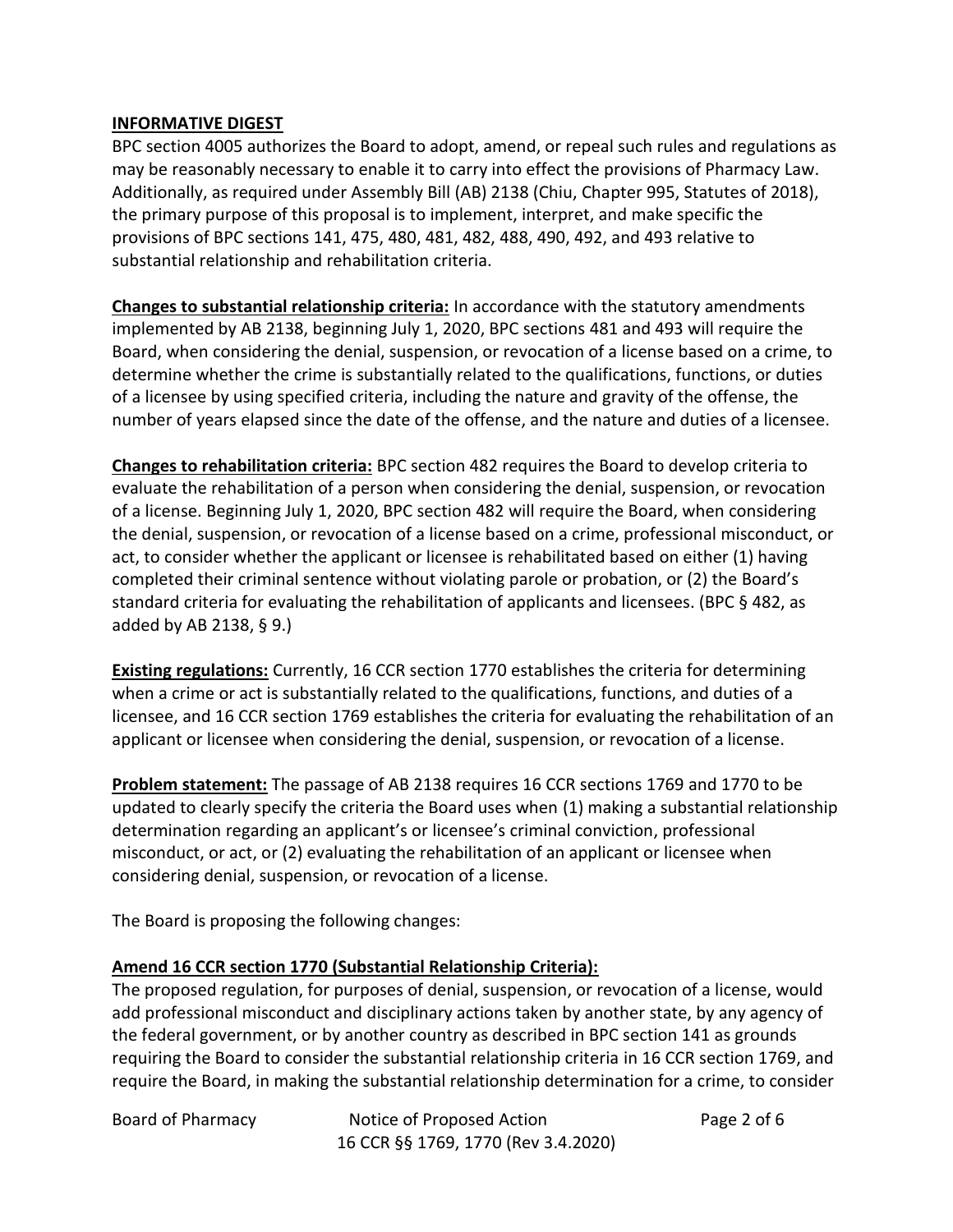## INFORMATIVE DIGEST

BPC section 4005 authorizes the Board to adopt, amend, or repeal such rules and regulations as may be reasonably necessary to enable it to carry into effect the provisions of Pharmacy Law. Additionally, as required under Assembly Bill (AB) 2138 (Chiu, Chapter 995, Statutes of 2018), the primary purpose of this proposal is to implement, interpret, and make specific the provisions of BPC sections 141, 475, 480, 481, 482, 488, 490, 492, and 493 relative to substantial relationship and rehabilitation criteria.

**Changes to substantial relationship criteria:** In accordance with the statutory amendments implemented by AB 2138, beginning July 1, 2020, BPC sections 481 and 493 will require the Board, when considering the denial, suspension, or revocation of a license based on a crime, to determine whether the crime is substantially related to the qualifications, functions, or duties of a licensee by using specified criteria, including the nature and gravity of the offense, the number of years elapsed since the date of the offense, and the nature and duties of a licensee.

**Changes to rehabilitation criteria:** BPC section 482 requires the Board to develop criteria to evaluate the rehabilitation of a person when considering the denial, suspension, or revocation of a license. Beginning July 1, 2020, BPC section 482 will require the Board, when considering the denial, suspension, or revocation of a license based on a crime, professional misconduct, or act, to consider whether the applicant or licensee is rehabilitated based on either (1) having completed their criminal sentence without violating parole or probation, or (2) the Board's standard criteria for evaluating the rehabilitation of applicants and licensees. (BPC § 482, as added by AB 2138, § 9.)

**Existing regulations:** Currently, 16 CCR section 1770 establishes the criteria for determining when a crime or act is substantially related to the qualifications, functions, and duties of a licensee, and 16 CCR section 1769 establishes the criteria for evaluating the rehabilitation of an applicant or licensee when considering the denial, suspension, or revocation of a license.

**Problem statement:** The passage of AB 2138 requires 16 CCR sections 1769 and 1770 to be updated to clearly specify the criteria the Board uses when (1) making a substantial relationship determination regarding an applicant's or licensee's criminal conviction, professional misconduct, or act, or (2) evaluating the rehabilitation of an applicant or licensee when considering denial, suspension, or revocation of a license.

The Board is proposing the following changes:

**Amend 16 CCR section 1770 (Substantial Relationship Criteria):**

The proposed regulation, for purposes of denial, suspension, or revocation of a license, would add professional misconduct and disciplinary actions taken by another state, by any agency of the federal government, or by another country as described in BPC section 141 as grounds requiring the Board to consider the substantial relationship criteria in 16 CCR section 1769, and require the Board, in making the substantial relationship determination for a crime, to consider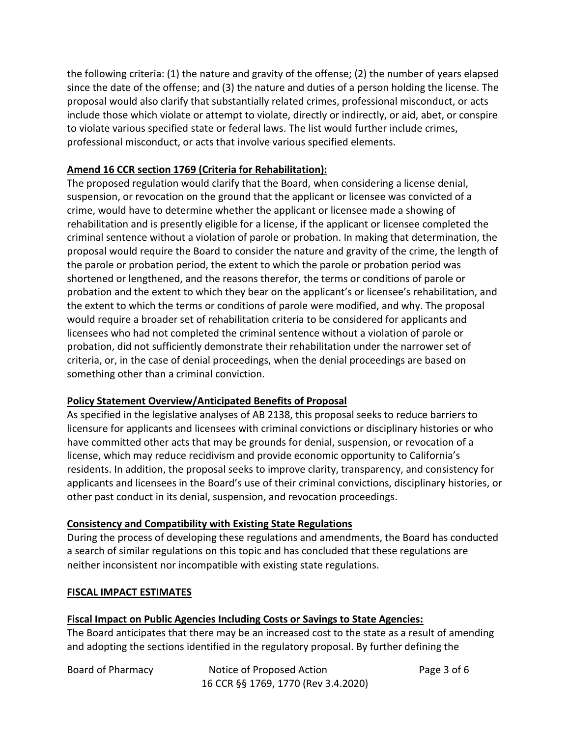the following criteria: (1) the nature and gravity of the offense; (2) the number of years elapsed since the date of the offense; and (3) the nature and duties of a person holding the license. The proposal would also clarify that substantially related crimes, professional misconduct, or acts include those which violate or attempt to violate, directly or indirectly, or aid, abet, or conspire to violate various specified state or federal laws. The list would further include crimes, professional misconduct, or acts that involve various specified elements.

**Amend 16 CCR section 1769 (Criteria for Rehabilitation):**

The proposed regulation would clarify that the Board, when considering a license denial, suspension, or revocation on the ground that the applicant or licensee was convicted of a crime, would have to determine whether the applicant or licensee made a showing of rehabilitation and is presently eligible for a license, if the applicant or licensee completed the criminal sentence without a violation of parole or probation. In making that determination, the proposal would require the Board to consider the nature and gravity of the crime, the length of the parole or probation period, the extent to which the parole or probation period was shortened or lengthened, and the reasons therefor, the terms or conditions of parole or probation and the extent to which they bear on the applicant's or licensee's rehabilitation, and the extent to which the terms or conditions of parole were modified, and why. The proposal would require a broader set of rehabilitation criteria to be considered for applicants and licensees who had not completed the criminal sentence without a violation of parole or probation, did not sufficiently demonstrate their rehabilitation under the narrower set of criteria, or, in the case of denial proceedings, when the denial proceedings are based on something other than a criminal conviction.

**Policy Statement Overview/Anticipated Benefits of Proposal**

As specified in the legislative analyses of AB 2138, this proposal seeks to reduce barriers to licensure for applicants and licensees with criminal convictions or disciplinary histories or who have committed other acts that may be grounds for denial, suspension, or revocation of a license, which may reduce recidivism and provide economic opportunity to California's residents. In addition, the proposal seeks to improve clarity, transparency, and consistency for applicants and licensees in the Board's use of their criminal convictions, disciplinary histories, or other past conduct in its denial, suspension, and revocation proceedings.

**Consistency and Compatibility with Existing State Regulations**

During the process of developing these regulations and amendments, the Board has conducted a search of similar regulations on this topic and has concluded that these regulations are neither inconsistent nor incompatible with existing state regulations.

**FISCAL IMPACT ESTIMATES**

**Fiscal Impact on Public Agencies Including Costs or Savings to State Agencies:**

The Board anticipates that there may be an increased cost to the state as a result of amending and adopting the sections identified in the regulatory proposal. By further defining the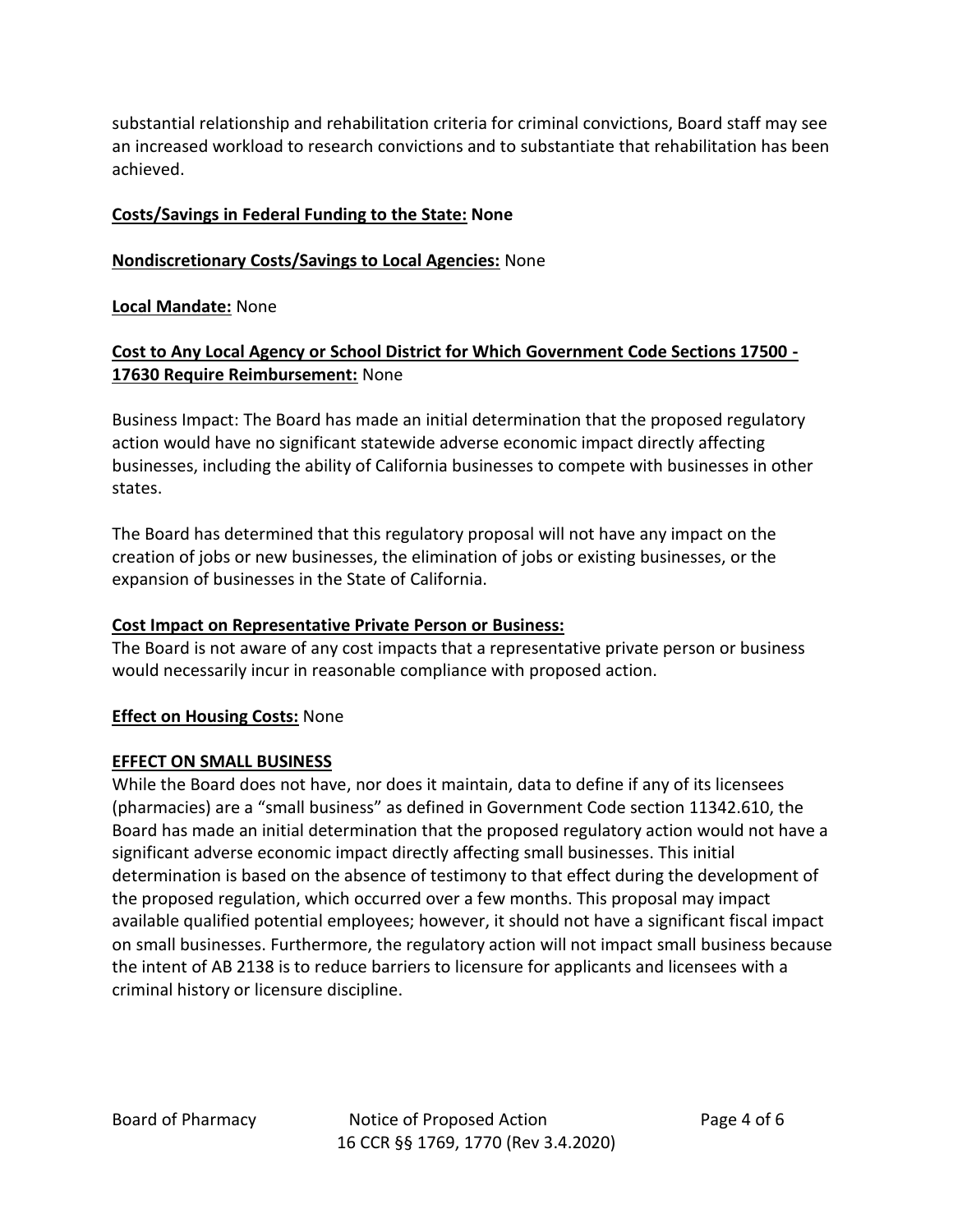substantial relationship and rehabilitation criteria for criminal convictions, Board staff may see an increased workload to research convictions and to substantiate that rehabilitation has been achieved.

**Costs/Savings in Federal Funding to the State: None**

**Nondiscretionary Costs/Savings to Local Agencies:** None

**Local Mandate:** None

**Cost to Any Local Agency or School District for Which Government Code Sections 17500 - 17630 Require Reimbursement:** None

Business Impact: The Board has made an initial determination that the proposed regulatory action would have no significant statewide adverse economic impact directly affecting businesses, including the ability of California businesses to compete with businesses in other states.

The Board has determined that this regulatory proposal will not have any impact on the creation of jobs or new businesses, the elimination of jobs or existing businesses, or the expansion of businesses in the State of California.

**Cost Impact on Representative Private Person or Business:**
The Board is not aware of any cost impacts that a representative private person or business would necessarily incur in reasonable compliance with proposed action.

**Effect on Housing Costs:** None

**EFFECT ON SMALL BUSINESS**
While the Board does not have, nor does it maintain, data to define if any of its licensees (pharmacies) are a "small business" as defined in Government Code section 11342.610, the Board has made an initial determination that the proposed regulatory action would not have a significant adverse economic impact directly affecting small businesses. This initial determination is based on the absence of testimony to that effect during the development of the proposed regulation, which occurred over a few months. This proposal may impact available qualified potential employees; however, it should not have a significant fiscal impact on small businesses. Furthermore, the regulatory action will not impact small business because the intent of AB 2138 is to reduce barriers to licensure for applicants and licensees with a criminal history or licensure discipline.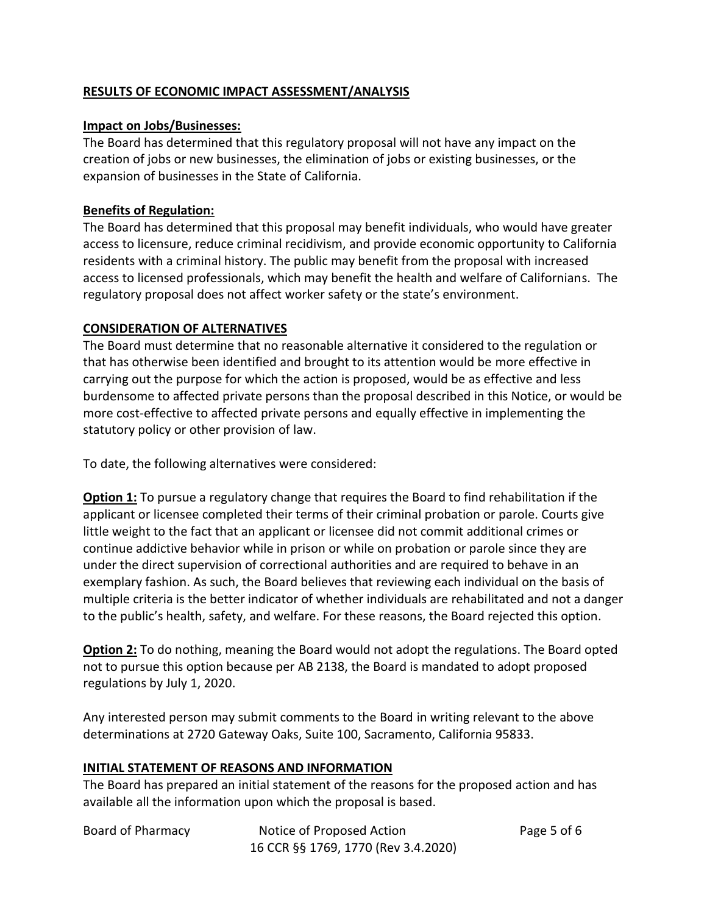## RESULTS OF ECONOMIC IMPACT ASSESSMENT/ANALYSIS

### Impact on Jobs/Businesses:

The Board has determined that this regulatory proposal will not have any impact on the creation of jobs or new businesses, the elimination of jobs or existing businesses, or the expansion of businesses in the State of California.

### Benefits of Regulation:

The Board has determined that this proposal may benefit individuals, who would have greater access to licensure, reduce criminal recidivism, and provide economic opportunity to California residents with a criminal history. The public may benefit from the proposal with increased access to licensed professionals, which may benefit the health and welfare of Californians. The regulatory proposal does not affect worker safety or the state's environment.

## CONSIDERATION OF ALTERNATIVES

The Board must determine that no reasonable alternative it considered to the regulation or that has otherwise been identified and brought to its attention would be more effective in carrying out the purpose for which the action is proposed, would be as effective and less burdensome to affected private persons than the proposal described in this Notice, or would be more cost-effective to affected private persons and equally effective in implementing the statutory policy or other provision of law.

To date, the following alternatives were considered:

**Option 1:** To pursue a regulatory change that requires the Board to find rehabilitation if the applicant or licensee completed their terms of their criminal probation or parole. Courts give little weight to the fact that an applicant or licensee did not commit additional crimes or continue addictive behavior while in prison or while on probation or parole since they are under the direct supervision of correctional authorities and are required to behave in an exemplary fashion. As such, the Board believes that reviewing each individual on the basis of multiple criteria is the better indicator of whether individuals are rehabilitated and not a danger to the public's health, safety, and welfare. For these reasons, the Board rejected this option.

**Option 2:** To do nothing, meaning the Board would not adopt the regulations. The Board opted not to pursue this option because per AB 2138, the Board is mandated to adopt proposed regulations by July 1, 2020.

Any interested person may submit comments to the Board in writing relevant to the above determinations at 2720 Gateway Oaks, Suite 100, Sacramento, California 95833.

## INITIAL STATEMENT OF REASONS AND INFORMATION

The Board has prepared an initial statement of the reasons for the proposed action and has available all the information upon which the proposal is based.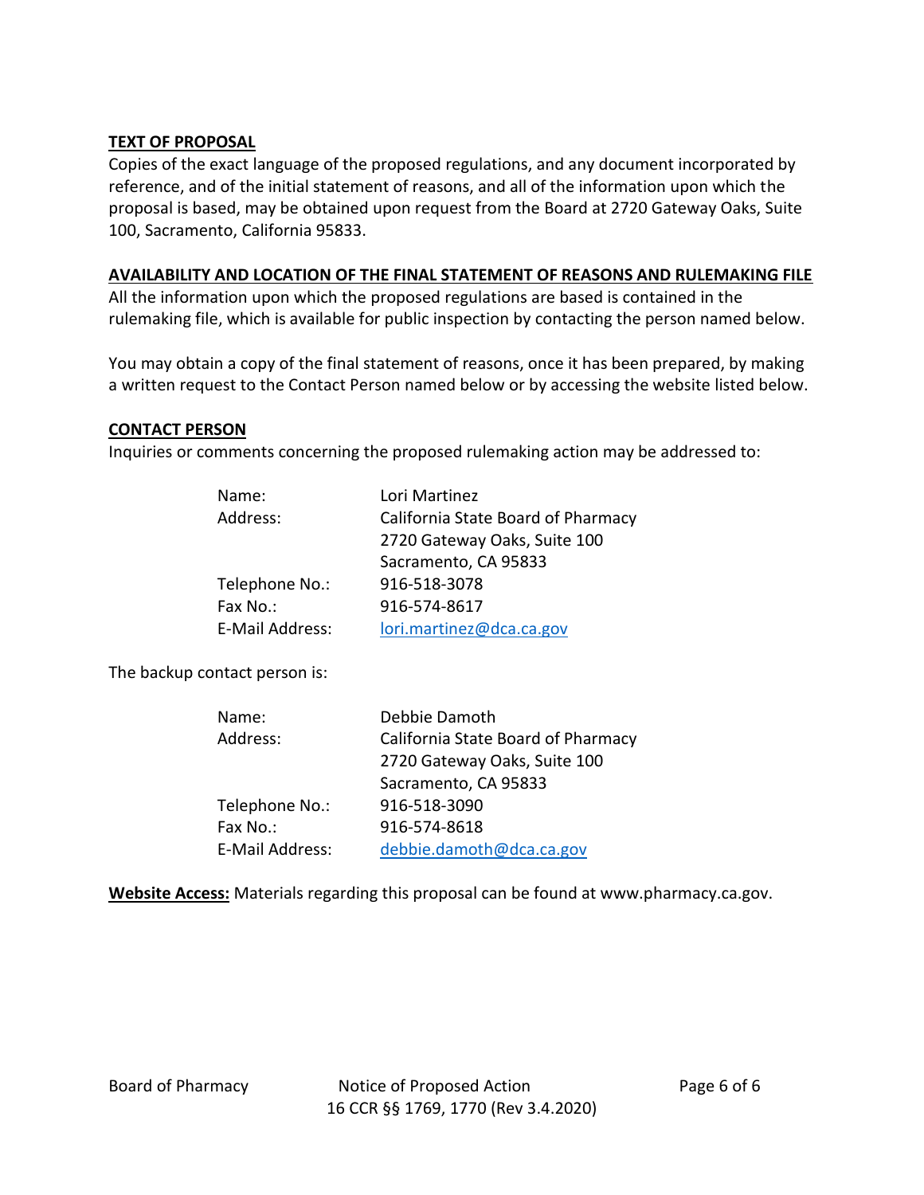**TEXT OF PROPOSAL**

Copies of the exact language of the proposed regulations, and any document incorporated by reference, and of the initial statement of reasons, and all of the information upon which the proposal is based, may be obtained upon request from the Board at 2720 Gateway Oaks, Suite 100, Sacramento, California 95833.

**AVAILABILITY AND LOCATION OF THE FINAL STATEMENT OF REASONS AND RULEMAKING FILE**

All the information upon which the proposed regulations are based is contained in the rulemaking file, which is available for public inspection by contacting the person named below.

You may obtain a copy of the final statement of reasons, once it has been prepared, by making a written request to the Contact Person named below or by accessing the website listed below.

**CONTACT PERSON**

Inquiries or comments concerning the proposed rulemaking action may be addressed to:

| | |
|---|---|
| Name: | Lori Martinez |
| Address: | California State Board of Pharmacy<br>2720 Gateway Oaks, Suite 100<br>Sacramento, CA 95833 |
| Telephone No.: | 916-518-3078 |
| Fax No.: | 916-574-8617 |
| E-Mail Address: | lori.martinez@dca.ca.gov |

The backup contact person is:

| | |
|---|---|
| Name: | Debbie Damoth |
| Address: | California State Board of Pharmacy<br>2720 Gateway Oaks, Suite 100<br>Sacramento, CA 95833 |
| Telephone No.: | 916-518-3090 |
| Fax No.: | 916-574-8618 |
| E-Mail Address: | debbie.damoth@dca.ca.gov |

**Website Access:** Materials regarding this proposal can be found at www.pharmacy.ca.gov.